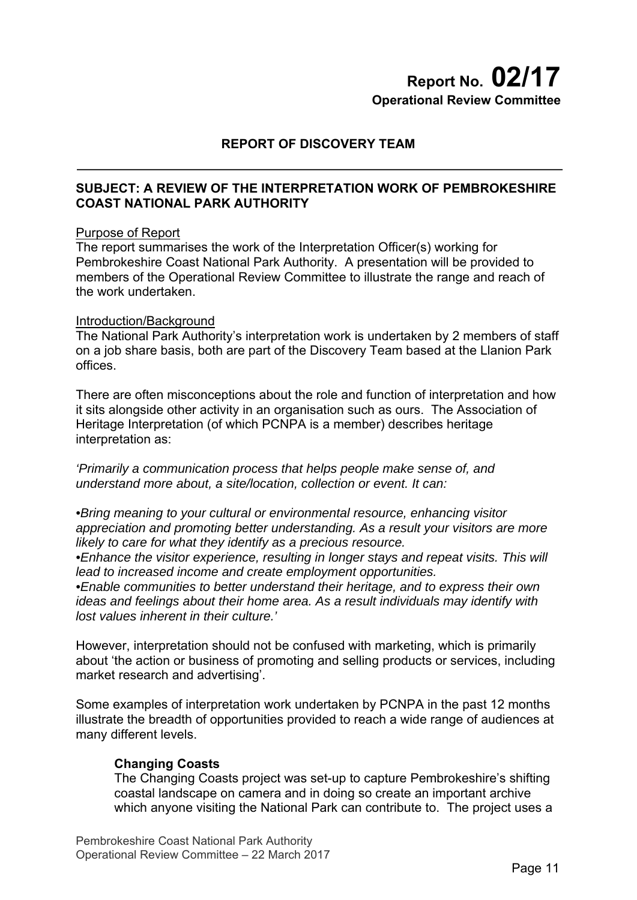# Report No. 02/17
**Operational Review Committee**

## REPORT OF DISCOVERY TEAM

### SUBJECT: A REVIEW OF THE INTERPRETATION WORK OF PEMBROKESHIRE COAST NATIONAL PARK AUTHORITY

Purpose of Report

The report summarises the work of the Interpretation Officer(s) working for Pembrokeshire Coast National Park Authority. A presentation will be provided to members of the Operational Review Committee to illustrate the range and reach of the work undertaken.

Introduction/Background

The National Park Authority's interpretation work is undertaken by 2 members of staff on a job share basis, both are part of the Discovery Team based at the Llanion Park offices.

There are often misconceptions about the role and function of interpretation and how it sits alongside other activity in an organisation such as ours. The Association of Heritage Interpretation (of which PCNPA is a member) describes heritage interpretation as:

*'Primarily a communication process that helps people make sense of, and understand more about, a site/location, collection or event. It can:*

*•Bring meaning to your cultural or environmental resource, enhancing visitor appreciation and promoting better understanding. As a result your visitors are more likely to care for what they identify as a precious resource.*
*•Enhance the visitor experience, resulting in longer stays and repeat visits. This will lead to increased income and create employment opportunities.*
*•Enable communities to better understand their heritage, and to express their own ideas and feelings about their home area. As a result individuals may identify with lost values inherent in their culture.'*

However, interpretation should not be confused with marketing, which is primarily about 'the action or business of promoting and selling products or services, including market research and advertising'.

Some examples of interpretation work undertaken by PCNPA in the past 12 months illustrate the breadth of opportunities provided to reach a wide range of audiences at many different levels.

**Changing Coasts**

The Changing Coasts project was set-up to capture Pembrokeshire's shifting coastal landscape on camera and in doing so create an important archive which anyone visiting the National Park can contribute to. The project uses a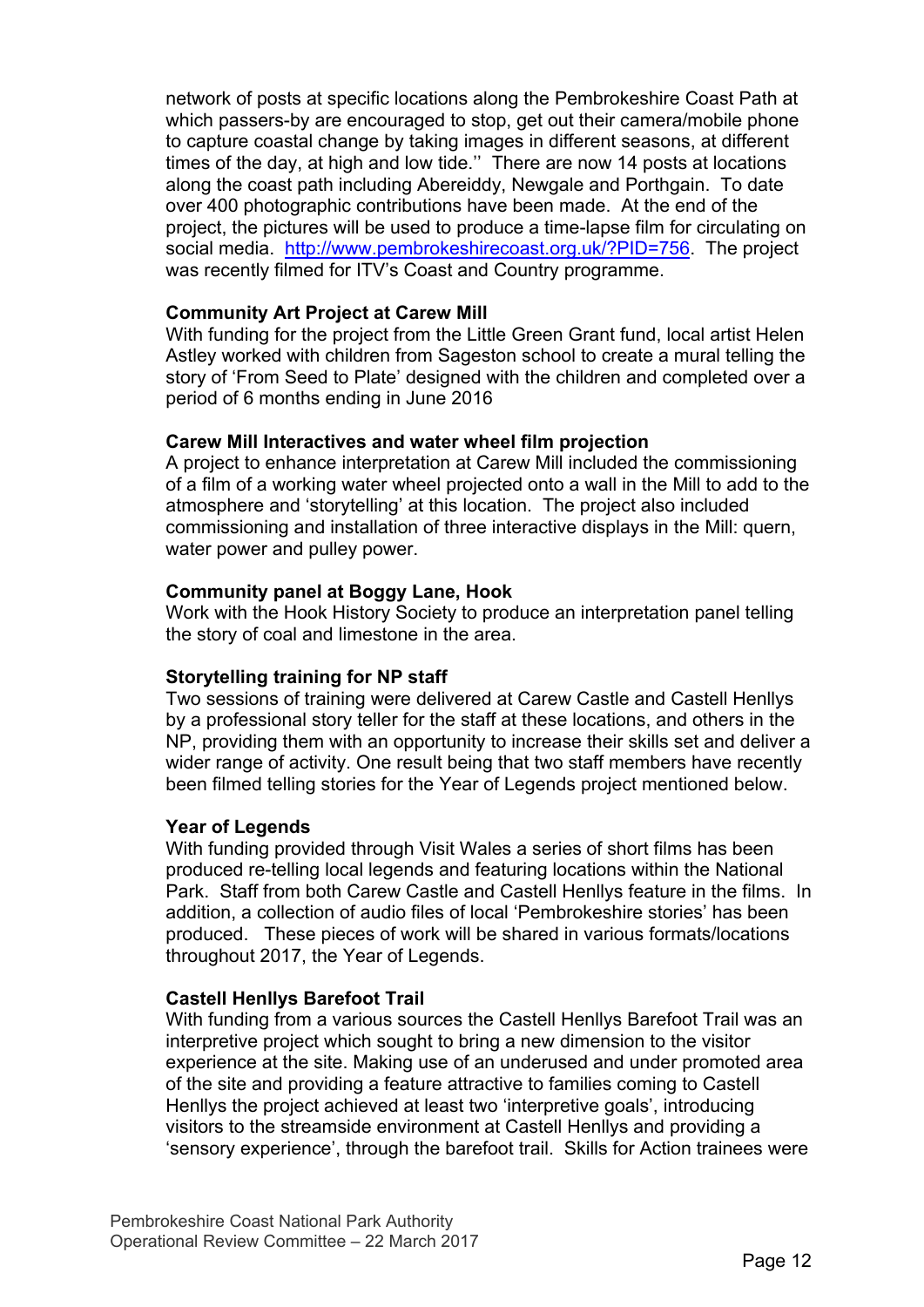network of posts at specific locations along the Pembrokeshire Coast Path at which passers-by are encouraged to stop, get out their camera/mobile phone to capture coastal change by taking images in different seasons, at different times of the day, at high and low tide.'' There are now 14 posts at locations along the coast path including Abereiddy, Newgale and Porthgain. To date over 400 photographic contributions have been made. At the end of the project, the pictures will be used to produce a time-lapse film for circulating on social media. http://www.pembrokeshirecoast.org.uk/?PID=756. The project was recently filmed for ITV's Coast and Country programme.

**Community Art Project at Carew Mill**
With funding for the project from the Little Green Grant fund, local artist Helen Astley worked with children from Sageston school to create a mural telling the story of 'From Seed to Plate' designed with the children and completed over a period of 6 months ending in June 2016

**Carew Mill Interactives and water wheel film projection**
A project to enhance interpretation at Carew Mill included the commissioning of a film of a working water wheel projected onto a wall in the Mill to add to the atmosphere and 'storytelling' at this location. The project also included commissioning and installation of three interactive displays in the Mill: quern, water power and pulley power.

**Community panel at Boggy Lane, Hook**
Work with the Hook History Society to produce an interpretation panel telling the story of coal and limestone in the area.

**Storytelling training for NP staff**
Two sessions of training were delivered at Carew Castle and Castell Henllys by a professional story teller for the staff at these locations, and others in the NP, providing them with an opportunity to increase their skills set and deliver a wider range of activity. One result being that two staff members have recently been filmed telling stories for the Year of Legends project mentioned below.

**Year of Legends**
With funding provided through Visit Wales a series of short films has been produced re-telling local legends and featuring locations within the National Park. Staff from both Carew Castle and Castell Henllys feature in the films. In addition, a collection of audio files of local 'Pembrokeshire stories' has been produced. These pieces of work will be shared in various formats/locations throughout 2017, the Year of Legends.

**Castell Henllys Barefoot Trail**
With funding from a various sources the Castell Henllys Barefoot Trail was an interpretive project which sought to bring a new dimension to the visitor experience at the site. Making use of an underused and under promoted area of the site and providing a feature attractive to families coming to Castell Henllys the project achieved at least two 'interpretive goals', introducing visitors to the streamside environment at Castell Henllys and providing a 'sensory experience', through the barefoot trail. Skills for Action trainees were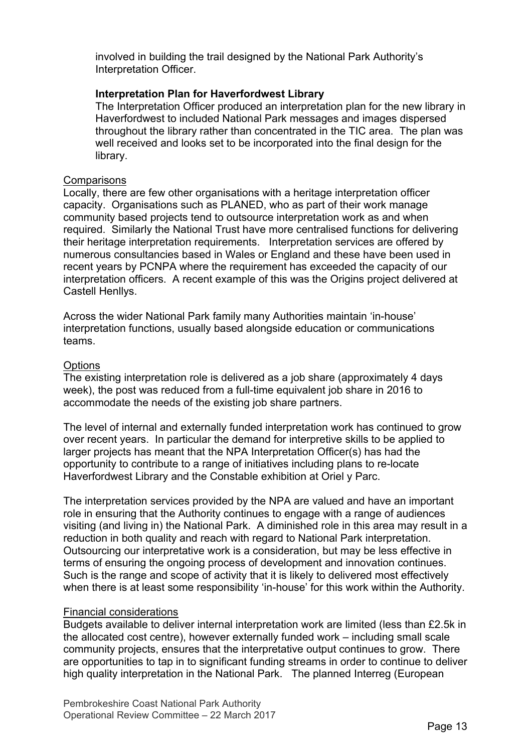involved in building the trail designed by the National Park Authority's Interpretation Officer.

**Interpretation Plan for Haverfordwest Library**

The Interpretation Officer produced an interpretation plan for the new library in Haverfordwest to included National Park messages and images dispersed throughout the library rather than concentrated in the TIC area. The plan was well received and looks set to be incorporated into the final design for the library.

Comparisons

Locally, there are few other organisations with a heritage interpretation officer capacity. Organisations such as PLANED, who as part of their work manage community based projects tend to outsource interpretation work as and when required. Similarly the National Trust have more centralised functions for delivering their heritage interpretation requirements. Interpretation services are offered by numerous consultancies based in Wales or England and these have been used in recent years by PCNPA where the requirement has exceeded the capacity of our interpretation officers. A recent example of this was the Origins project delivered at Castell Henllys.

Across the wider National Park family many Authorities maintain 'in-house' interpretation functions, usually based alongside education or communications teams.

Options

The existing interpretation role is delivered as a job share (approximately 4 days week), the post was reduced from a full-time equivalent job share in 2016 to accommodate the needs of the existing job share partners.

The level of internal and externally funded interpretation work has continued to grow over recent years. In particular the demand for interpretive skills to be applied to larger projects has meant that the NPA Interpretation Officer(s) has had the opportunity to contribute to a range of initiatives including plans to re-locate Haverfordwest Library and the Constable exhibition at Oriel y Parc.

The interpretation services provided by the NPA are valued and have an important role in ensuring that the Authority continues to engage with a range of audiences visiting (and living in) the National Park. A diminished role in this area may result in a reduction in both quality and reach with regard to National Park interpretation. Outsourcing our interpretative work is a consideration, but may be less effective in terms of ensuring the ongoing process of development and innovation continues. Such is the range and scope of activity that it is likely to delivered most effectively when there is at least some responsibility 'in-house' for this work within the Authority.

Financial considerations

Budgets available to deliver internal interpretation work are limited (less than £2.5k in the allocated cost centre), however externally funded work – including small scale community projects, ensures that the interpretative output continues to grow. There are opportunities to tap in to significant funding streams in order to continue to deliver high quality interpretation in the National Park. The planned Interreg (European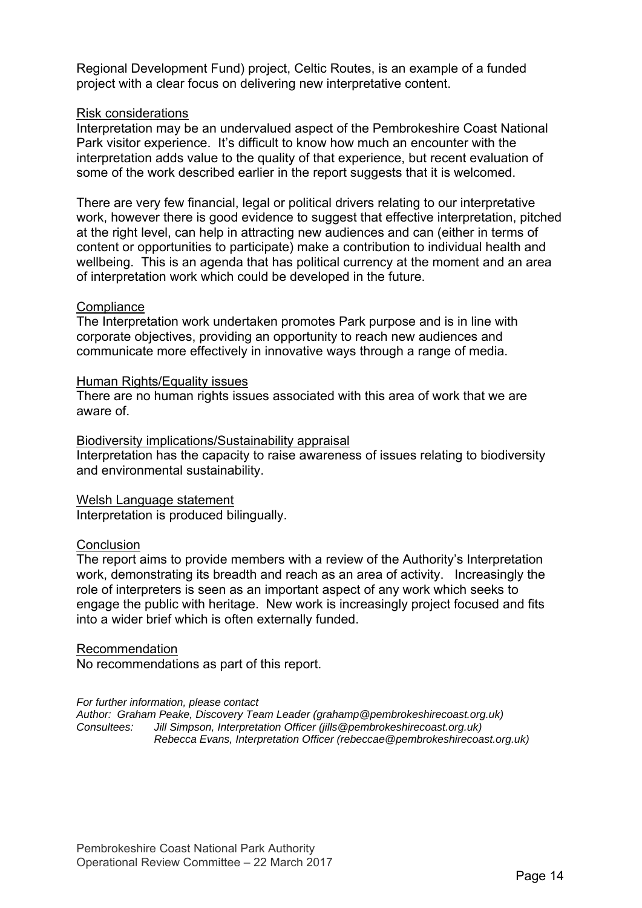Regional Development Fund) project, Celtic Routes, is an example of a funded project with a clear focus on delivering new interpretative content.

<u>Risk considerations</u>

Interpretation may be an undervalued aspect of the Pembrokeshire Coast National Park visitor experience. It's difficult to know how much an encounter with the interpretation adds value to the quality of that experience, but recent evaluation of some of the work described earlier in the report suggests that it is welcomed.

There are very few financial, legal or political drivers relating to our interpretative work, however there is good evidence to suggest that effective interpretation, pitched at the right level, can help in attracting new audiences and can (either in terms of content or opportunities to participate) make a contribution to individual health and wellbeing. This is an agenda that has political currency at the moment and an area of interpretation work which could be developed in the future.

<u>Compliance</u>

The Interpretation work undertaken promotes Park purpose and is in line with corporate objectives, providing an opportunity to reach new audiences and communicate more effectively in innovative ways through a range of media.

<u>Human Rights/Equality issues</u>

There are no human rights issues associated with this area of work that we are aware of.

<u>Biodiversity implications/Sustainability appraisal</u>

Interpretation has the capacity to raise awareness of issues relating to biodiversity and environmental sustainability.

<u>Welsh Language statement</u>

Interpretation is produced bilingually.

<u>Conclusion</u>

The report aims to provide members with a review of the Authority's Interpretation work, demonstrating its breadth and reach as an area of activity. Increasingly the role of interpreters is seen as an important aspect of any work which seeks to engage the public with heritage. New work is increasingly project focused and fits into a wider brief which is often externally funded.

<u>Recommendation</u>

No recommendations as part of this report.

*For further information, please contact*
*Author: Graham Peake, Discovery Team Leader (grahamp@pembrokeshirecoast.org.uk)*
*Consultees: Jill Simpson, Interpretation Officer (jills@pembrokeshirecoast.org.uk)*
*Rebecca Evans, Interpretation Officer (rebeccae@pembrokeshirecoast.org.uk)*